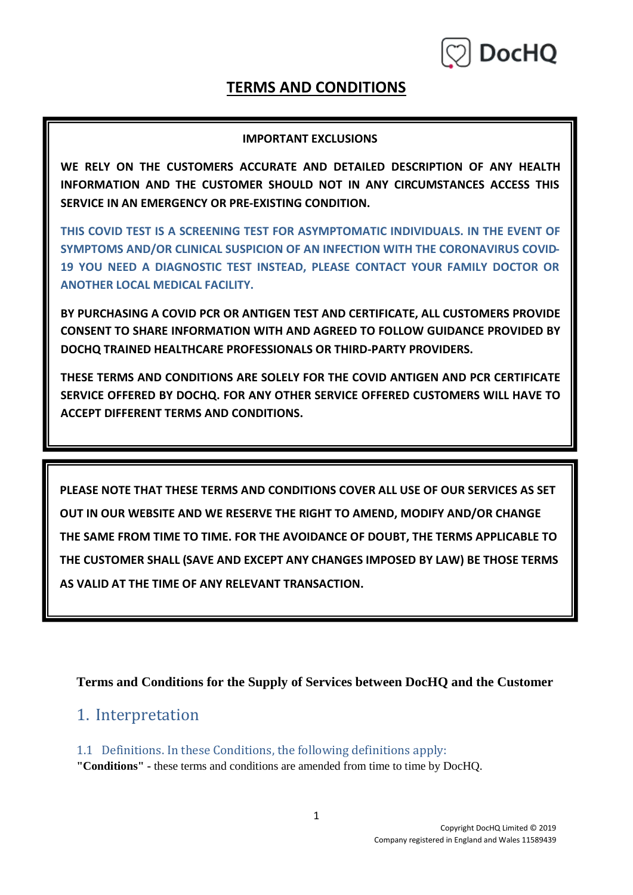# TERMS AND CONDITIONS

**IMPORTANT EXCLUSIONS**

**WE RELY ON THE CUSTOMERS ACCURATE AND DETAILED DESCRIPTION OF ANY HEALTH INFORMATION AND THE CUSTOMER SHOULD NOT IN ANY CIRCUMSTANCES ACCESS THIS SERVICE IN AN EMERGENCY OR PRE-EXISTING CONDITION.**

**THIS COVID TEST IS A SCREENING TEST FOR ASYMPTOMATIC INDIVIDUALS. IN THE EVENT OF SYMPTOMS AND/OR CLINICAL SUSPICION OF AN INFECTION WITH THE CORONAVIRUS COVID-19 YOU NEED A DIAGNOSTIC TEST INSTEAD, PLEASE CONTACT YOUR FAMILY DOCTOR OR ANOTHER LOCAL MEDICAL FACILITY.**

**BY PURCHASING A COVID PCR OR ANTIGEN TEST AND CERTIFICATE, ALL CUSTOMERS PROVIDE CONSENT TO SHARE INFORMATION WITH AND AGREED TO FOLLOW GUIDANCE PROVIDED BY DOCHQ TRAINED HEALTHCARE PROFESSIONALS OR THIRD-PARTY PROVIDERS.**

**THESE TERMS AND CONDITIONS ARE SOLELY FOR THE COVID ANTIGEN AND PCR CERTIFICATE SERVICE OFFERED BY DOCHQ. FOR ANY OTHER SERVICE OFFERED CUSTOMERS WILL HAVE TO ACCEPT DIFFERENT TERMS AND CONDITIONS.**

**PLEASE NOTE THAT THESE TERMS AND CONDITIONS COVER ALL USE OF OUR SERVICES AS SET OUT IN OUR WEBSITE AND WE RESERVE THE RIGHT TO AMEND, MODIFY AND/OR CHANGE THE SAME FROM TIME TO TIME. FOR THE AVOIDANCE OF DOUBT, THE TERMS APPLICABLE TO THE CUSTOMER SHALL (SAVE AND EXCEPT ANY CHANGES IMPOSED BY LAW) BE THOSE TERMS AS VALID AT THE TIME OF ANY RELEVANT TRANSACTION.**

**Terms and Conditions for the Supply of Services between DocHQ and the Customer**

## 1. Interpretation

### 1.1 Definitions. In these Conditions, the following definitions apply:

**"Conditions"** - these terms and conditions are amended from time to time by DocHQ.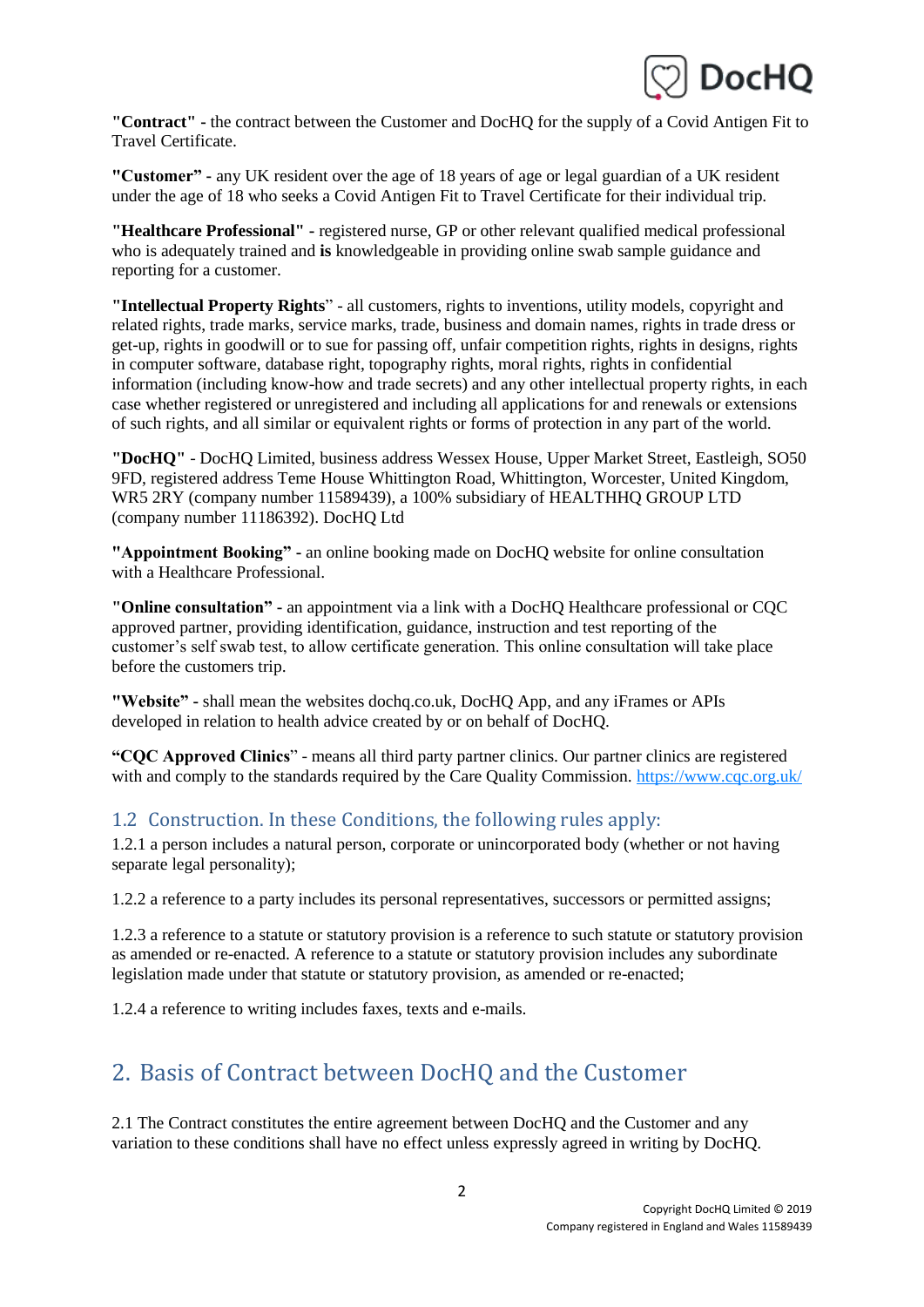**"Contract" -** the contract between the Customer and DocHQ for the supply of a Covid Antigen Fit to Travel Certificate.

**"Customer" -** any UK resident over the age of 18 years of age or legal guardian of a UK resident under the age of 18 who seeks a Covid Antigen Fit to Travel Certificate for their individual trip.

**"Healthcare Professional" -** registered nurse, GP or other relevant qualified medical professional who is adequately trained and **is** knowledgeable in providing online swab sample guidance and reporting for a customer.

**"Intellectual Property Rights**" - all customers, rights to inventions, utility models, copyright and related rights, trade marks, service marks, trade, business and domain names, rights in trade dress or get-up, rights in goodwill or to sue for passing off, unfair competition rights, rights in designs, rights in computer software, database right, topography rights, moral rights, rights in confidential information (including know-how and trade secrets) and any other intellectual property rights, in each case whether registered or unregistered and including all applications for and renewals or extensions of such rights, and all similar or equivalent rights or forms of protection in any part of the world.

**"DocHQ"** - DocHQ Limited, business address Wessex House, Upper Market Street, Eastleigh, SO50 9FD, registered address Teme House Whittington Road, Whittington, Worcester, United Kingdom, WR5 2RY (company number 11589439), a 100% subsidiary of HEALTHHQ GROUP LTD (company number 11186392). DocHQ Ltd

**"Appointment Booking" -** an online booking made on DocHQ website for online consultation with a Healthcare Professional.

**"Online consultation" -** an appointment via a link with a DocHQ Healthcare professional or CQC approved partner, providing identification, guidance, instruction and test reporting of the customer's self swab test, to allow certificate generation. This online consultation will take place before the customers trip.

**"Website" -** shall mean the websites dochq.co.uk, DocHQ App, and any iFrames or APIs developed in relation to health advice created by or on behalf of DocHQ.

**"CQC Approved Clinics**" - means all third party partner clinics. Our partner clinics are registered with and comply to the standards required by the Care Quality Commission. https://www.cqc.org.uk/

### 1.2 Construction. In these Conditions, the following rules apply:

1.2.1 a person includes a natural person, corporate or unincorporated body (whether or not having separate legal personality);

1.2.2 a reference to a party includes its personal representatives, successors or permitted assigns;

1.2.3 a reference to a statute or statutory provision is a reference to such statute or statutory provision as amended or re-enacted. A reference to a statute or statutory provision includes any subordinate legislation made under that statute or statutory provision, as amended or re-enacted;

1.2.4 a reference to writing includes faxes, texts and e-mails.

## 2. Basis of Contract between DocHQ and the Customer

2.1 The Contract constitutes the entire agreement between DocHQ and the Customer and any variation to these conditions shall have no effect unless expressly agreed in writing by DocHQ.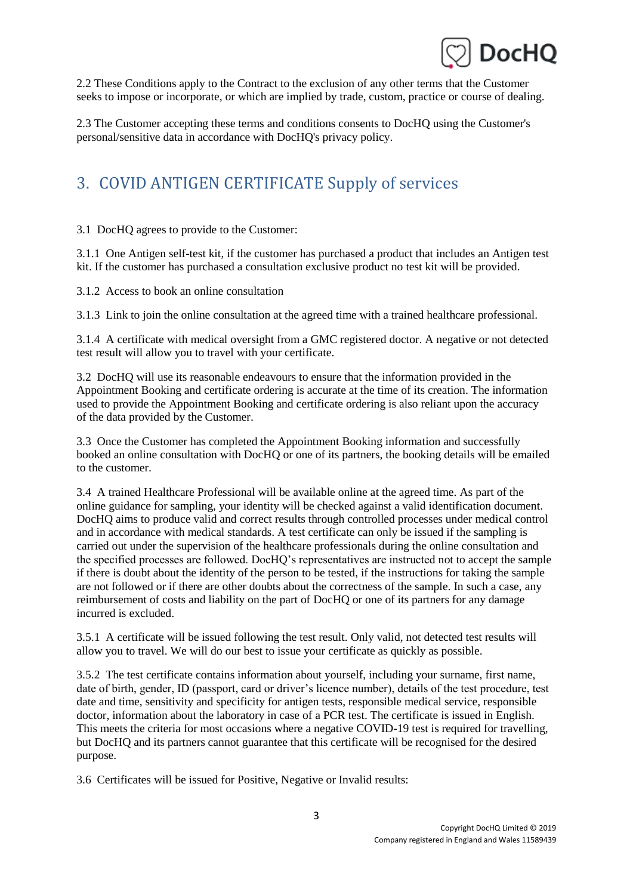2.2 These Conditions apply to the Contract to the exclusion of any other terms that the Customer seeks to impose or incorporate, or which are implied by trade, custom, practice or course of dealing.

2.3 The Customer accepting these terms and conditions consents to DocHQ using the Customer's personal/sensitive data in accordance with DocHQ's privacy policy.

## 3. COVID ANTIGEN CERTIFICATE Supply of services

3.1 DocHQ agrees to provide to the Customer:

3.1.1 One Antigen self-test kit, if the customer has purchased a product that includes an Antigen test kit. If the customer has purchased a consultation exclusive product no test kit will be provided.

3.1.2 Access to book an online consultation

3.1.3 Link to join the online consultation at the agreed time with a trained healthcare professional.

3.1.4 A certificate with medical oversight from a GMC registered doctor. A negative or not detected test result will allow you to travel with your certificate.

3.2 DocHQ will use its reasonable endeavours to ensure that the information provided in the Appointment Booking and certificate ordering is accurate at the time of its creation. The information used to provide the Appointment Booking and certificate ordering is also reliant upon the accuracy of the data provided by the Customer.

3.3 Once the Customer has completed the Appointment Booking information and successfully booked an online consultation with DocHQ or one of its partners, the booking details will be emailed to the customer.

3.4 A trained Healthcare Professional will be available online at the agreed time. As part of the online guidance for sampling, your identity will be checked against a valid identification document. DocHQ aims to produce valid and correct results through controlled processes under medical control and in accordance with medical standards. A test certificate can only be issued if the sampling is carried out under the supervision of the healthcare professionals during the online consultation and the specified processes are followed. DocHQ's representatives are instructed not to accept the sample if there is doubt about the identity of the person to be tested, if the instructions for taking the sample are not followed or if there are other doubts about the correctness of the sample. In such a case, any reimbursement of costs and liability on the part of DocHQ or one of its partners for any damage incurred is excluded.

3.5.1 A certificate will be issued following the test result. Only valid, not detected test results will allow you to travel. We will do our best to issue your certificate as quickly as possible.

3.5.2 The test certificate contains information about yourself, including your surname, first name, date of birth, gender, ID (passport, card or driver's licence number), details of the test procedure, test date and time, sensitivity and specificity for antigen tests, responsible medical service, responsible doctor, information about the laboratory in case of a PCR test. The certificate is issued in English. This meets the criteria for most occasions where a negative COVID-19 test is required for travelling, but DocHQ and its partners cannot guarantee that this certificate will be recognised for the desired purpose.

3.6 Certificates will be issued for Positive, Negative or Invalid results: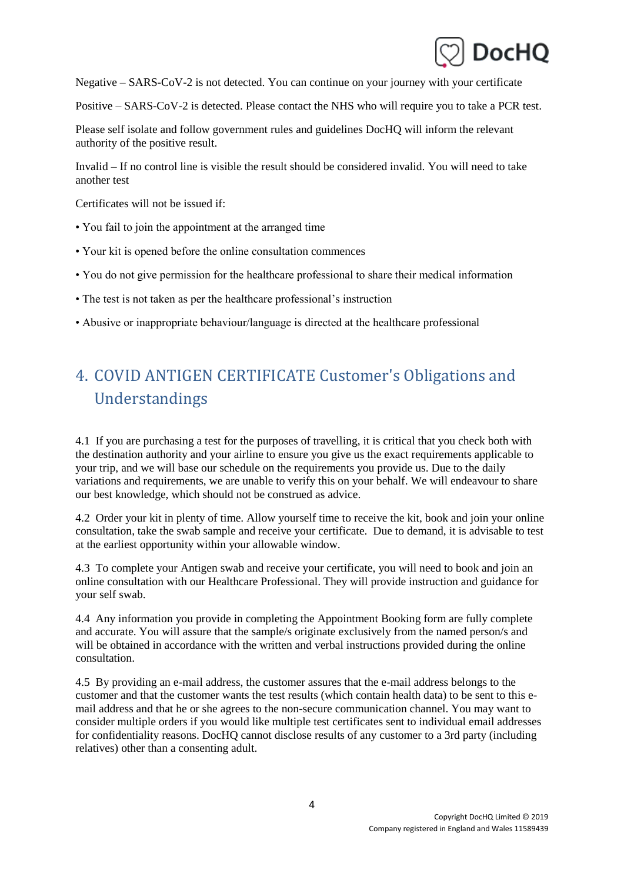Negative – SARS-CoV-2 is not detected. You can continue on your journey with your certificate

Positive – SARS-CoV-2 is detected. Please contact the NHS who will require you to take a PCR test.

Please self isolate and follow government rules and guidelines DocHQ will inform the relevant authority of the positive result.

Invalid – If no control line is visible the result should be considered invalid. You will need to take another test

Certificates will not be issued if:

• You fail to join the appointment at the arranged time

• Your kit is opened before the online consultation commences

• You do not give permission for the healthcare professional to share their medical information

• The test is not taken as per the healthcare professional's instruction

• Abusive or inappropriate behaviour/language is directed at the healthcare professional

## 4. COVID ANTIGEN CERTIFICATE Customer's Obligations and Understandings

4.1 If you are purchasing a test for the purposes of travelling, it is critical that you check both with the destination authority and your airline to ensure you give us the exact requirements applicable to your trip, and we will base our schedule on the requirements you provide us. Due to the daily variations and requirements, we are unable to verify this on your behalf. We will endeavour to share our best knowledge, which should not be construed as advice.

4.2 Order your kit in plenty of time. Allow yourself time to receive the kit, book and join your online consultation, take the swab sample and receive your certificate. Due to demand, it is advisable to test at the earliest opportunity within your allowable window.

4.3 To complete your Antigen swab and receive your certificate, you will need to book and join an online consultation with our Healthcare Professional. They will provide instruction and guidance for your self swab.

4.4 Any information you provide in completing the Appointment Booking form are fully complete and accurate. You will assure that the sample/s originate exclusively from the named person/s and will be obtained in accordance with the written and verbal instructions provided during the online consultation.

4.5 By providing an e-mail address, the customer assures that the e-mail address belongs to the customer and that the customer wants the test results (which contain health data) to be sent to this e-mail address and that he or she agrees to the non-secure communication channel. You may want to consider multiple orders if you would like multiple test certificates sent to individual email addresses for confidentiality reasons. DocHQ cannot disclose results of any customer to a 3rd party (including relatives) other than a consenting adult.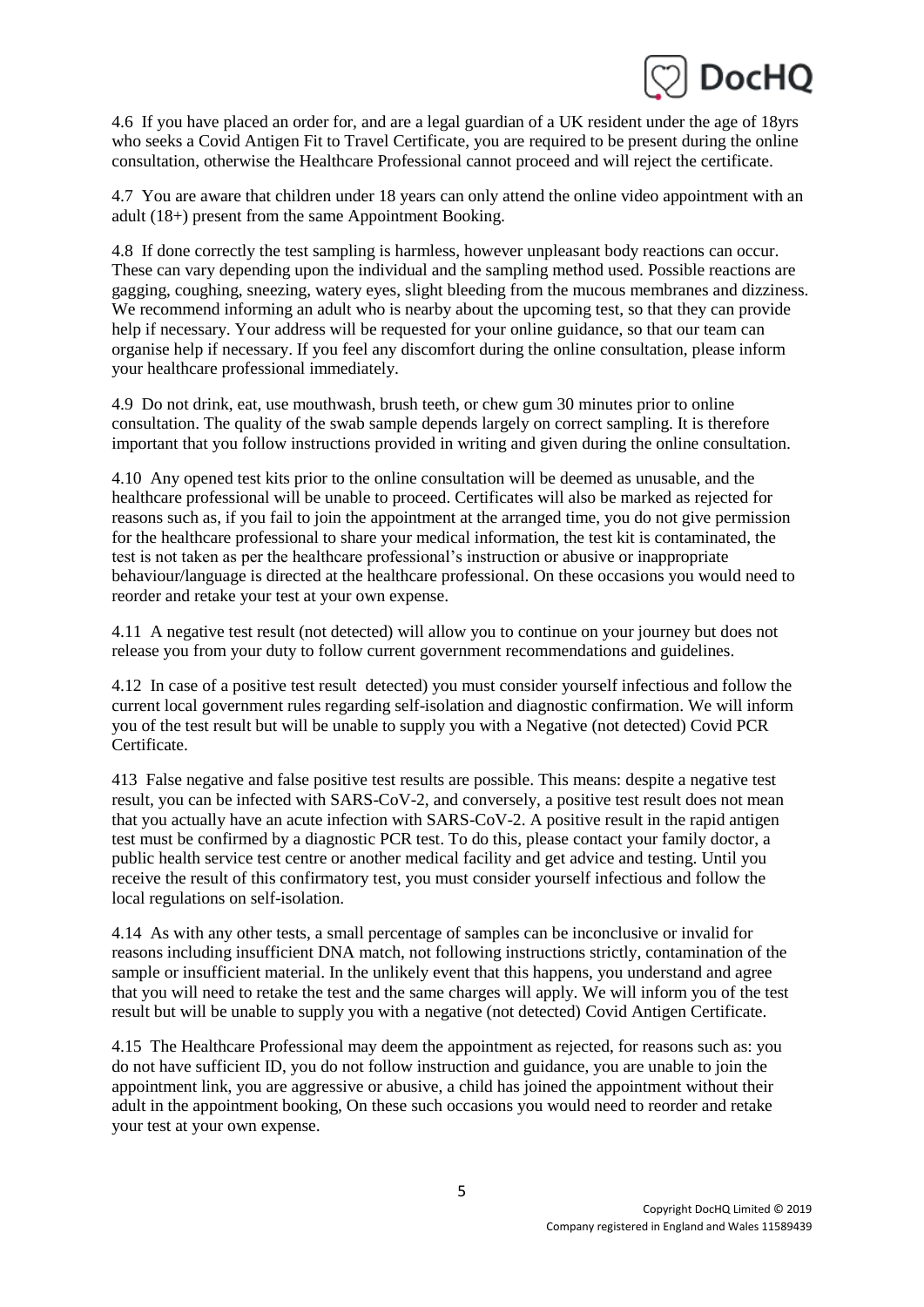4.6 If you have placed an order for, and are a legal guardian of a UK resident under the age of 18yrs who seeks a Covid Antigen Fit to Travel Certificate, you are required to be present during the online consultation, otherwise the Healthcare Professional cannot proceed and will reject the certificate.

4.7 You are aware that children under 18 years can only attend the online video appointment with an adult (18+) present from the same Appointment Booking.

4.8 If done correctly the test sampling is harmless, however unpleasant body reactions can occur. These can vary depending upon the individual and the sampling method used. Possible reactions are gagging, coughing, sneezing, watery eyes, slight bleeding from the mucous membranes and dizziness. We recommend informing an adult who is nearby about the upcoming test, so that they can provide help if necessary. Your address will be requested for your online guidance, so that our team can organise help if necessary. If you feel any discomfort during the online consultation, please inform your healthcare professional immediately.

4.9 Do not drink, eat, use mouthwash, brush teeth, or chew gum 30 minutes prior to online consultation. The quality of the swab sample depends largely on correct sampling. It is therefore important that you follow instructions provided in writing and given during the online consultation.

4.10 Any opened test kits prior to the online consultation will be deemed as unusable, and the healthcare professional will be unable to proceed. Certificates will also be marked as rejected for reasons such as, if you fail to join the appointment at the arranged time, you do not give permission for the healthcare professional to share your medical information, the test kit is contaminated, the test is not taken as per the healthcare professional's instruction or abusive or inappropriate behaviour/language is directed at the healthcare professional. On these occasions you would need to reorder and retake your test at your own expense.

4.11 A negative test result (not detected) will allow you to continue on your journey but does not release you from your duty to follow current government recommendations and guidelines.

4.12 In case of a positive test result detected) you must consider yourself infectious and follow the current local government rules regarding self-isolation and diagnostic confirmation. We will inform you of the test result but will be unable to supply you with a Negative (not detected) Covid PCR Certificate.

413 False negative and false positive test results are possible. This means: despite a negative test result, you can be infected with SARS-CoV-2, and conversely, a positive test result does not mean that you actually have an acute infection with SARS-CoV-2. A positive result in the rapid antigen test must be confirmed by a diagnostic PCR test. To do this, please contact your family doctor, a public health service test centre or another medical facility and get advice and testing. Until you receive the result of this confirmatory test, you must consider yourself infectious and follow the local regulations on self-isolation.

4.14 As with any other tests, a small percentage of samples can be inconclusive or invalid for reasons including insufficient DNA match, not following instructions strictly, contamination of the sample or insufficient material. In the unlikely event that this happens, you understand and agree that you will need to retake the test and the same charges will apply. We will inform you of the test result but will be unable to supply you with a negative (not detected) Covid Antigen Certificate.

4.15 The Healthcare Professional may deem the appointment as rejected, for reasons such as: you do not have sufficient ID, you do not follow instruction and guidance, you are unable to join the appointment link, you are aggressive or abusive, a child has joined the appointment without their adult in the appointment booking, On these such occasions you would need to reorder and retake your test at your own expense.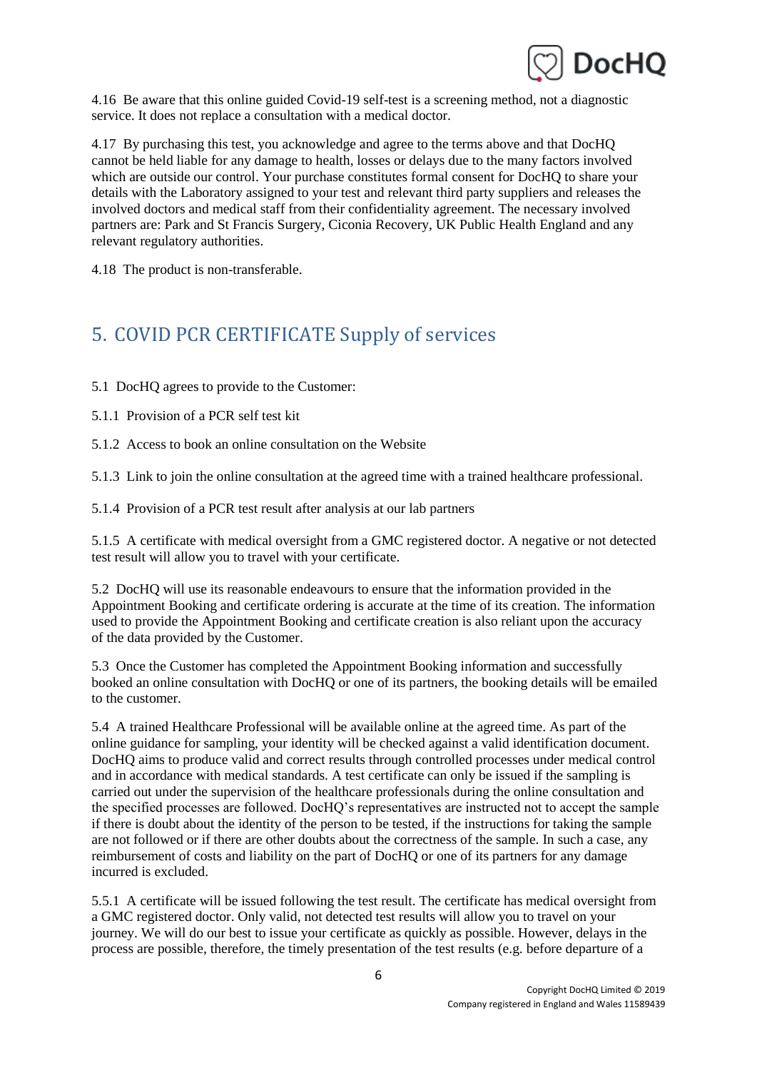4.16 Be aware that this online guided Covid-19 self-test is a screening method, not a diagnostic service. It does not replace a consultation with a medical doctor.

4.17 By purchasing this test, you acknowledge and agree to the terms above and that DocHQ cannot be held liable for any damage to health, losses or delays due to the many factors involved which are outside our control. Your purchase constitutes formal consent for DocHQ to share your details with the Laboratory assigned to your test and relevant third party suppliers and releases the involved doctors and medical staff from their confidentiality agreement. The necessary involved partners are: Park and St Francis Surgery, Ciconia Recovery, UK Public Health England and any relevant regulatory authorities.

4.18 The product is non-transferable.

## 5. COVID PCR CERTIFICATE Supply of services

5.1 DocHQ agrees to provide to the Customer:

5.1.1 Provision of a PCR self test kit

5.1.2 Access to book an online consultation on the Website

5.1.3 Link to join the online consultation at the agreed time with a trained healthcare professional.

5.1.4 Provision of a PCR test result after analysis at our lab partners

5.1.5 A certificate with medical oversight from a GMC registered doctor. A negative or not detected test result will allow you to travel with your certificate.

5.2 DocHQ will use its reasonable endeavours to ensure that the information provided in the Appointment Booking and certificate ordering is accurate at the time of its creation. The information used to provide the Appointment Booking and certificate creation is also reliant upon the accuracy of the data provided by the Customer.

5.3 Once the Customer has completed the Appointment Booking information and successfully booked an online consultation with DocHQ or one of its partners, the booking details will be emailed to the customer.

5.4 A trained Healthcare Professional will be available online at the agreed time. As part of the online guidance for sampling, your identity will be checked against a valid identification document. DocHQ aims to produce valid and correct results through controlled processes under medical control and in accordance with medical standards. A test certificate can only be issued if the sampling is carried out under the supervision of the healthcare professionals during the online consultation and the specified processes are followed. DocHQ's representatives are instructed not to accept the sample if there is doubt about the identity of the person to be tested, if the instructions for taking the sample are not followed or if there are other doubts about the correctness of the sample. In such a case, any reimbursement of costs and liability on the part of DocHQ or one of its partners for any damage incurred is excluded.

5.5.1 A certificate will be issued following the test result. The certificate has medical oversight from a GMC registered doctor. Only valid, not detected test results will allow you to travel on your journey. We will do our best to issue your certificate as quickly as possible. However, delays in the process are possible, therefore, the timely presentation of the test results (e.g. before departure of a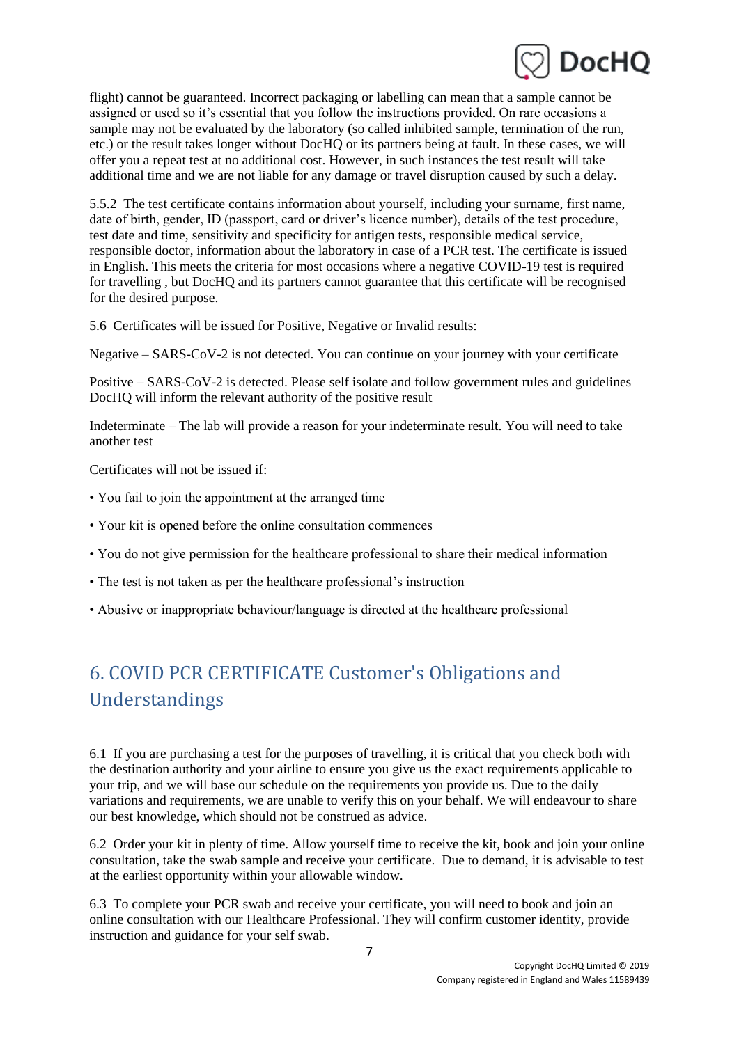flight) cannot be guaranteed. Incorrect packaging or labelling can mean that a sample cannot be assigned or used so it's essential that you follow the instructions provided. On rare occasions a sample may not be evaluated by the laboratory (so called inhibited sample, termination of the run, etc.) or the result takes longer without DocHQ or its partners being at fault. In these cases, we will offer you a repeat test at no additional cost. However, in such instances the test result will take additional time and we are not liable for any damage or travel disruption caused by such a delay.

5.5.2 The test certificate contains information about yourself, including your surname, first name, date of birth, gender, ID (passport, card or driver's licence number), details of the test procedure, test date and time, sensitivity and specificity for antigen tests, responsible medical service, responsible doctor, information about the laboratory in case of a PCR test. The certificate is issued in English. This meets the criteria for most occasions where a negative COVID-19 test is required for travelling , but DocHQ and its partners cannot guarantee that this certificate will be recognised for the desired purpose.

5.6 Certificates will be issued for Positive, Negative or Invalid results:

Negative – SARS-CoV-2 is not detected. You can continue on your journey with your certificate

Positive – SARS-CoV-2 is detected. Please self isolate and follow government rules and guidelines DocHQ will inform the relevant authority of the positive result

Indeterminate – The lab will provide a reason for your indeterminate result. You will need to take another test

Certificates will not be issued if:

- You fail to join the appointment at the arranged time
- Your kit is opened before the online consultation commences
- You do not give permission for the healthcare professional to share their medical information
- The test is not taken as per the healthcare professional's instruction
- Abusive or inappropriate behaviour/language is directed at the healthcare professional

## 6. COVID PCR CERTIFICATE Customer's Obligations and Understandings

6.1 If you are purchasing a test for the purposes of travelling, it is critical that you check both with the destination authority and your airline to ensure you give us the exact requirements applicable to your trip, and we will base our schedule on the requirements you provide us. Due to the daily variations and requirements, we are unable to verify this on your behalf. We will endeavour to share our best knowledge, which should not be construed as advice.

6.2 Order your kit in plenty of time. Allow yourself time to receive the kit, book and join your online consultation, take the swab sample and receive your certificate. Due to demand, it is advisable to test at the earliest opportunity within your allowable window.

6.3 To complete your PCR swab and receive your certificate, you will need to book and join an online consultation with our Healthcare Professional. They will confirm customer identity, provide instruction and guidance for your self swab.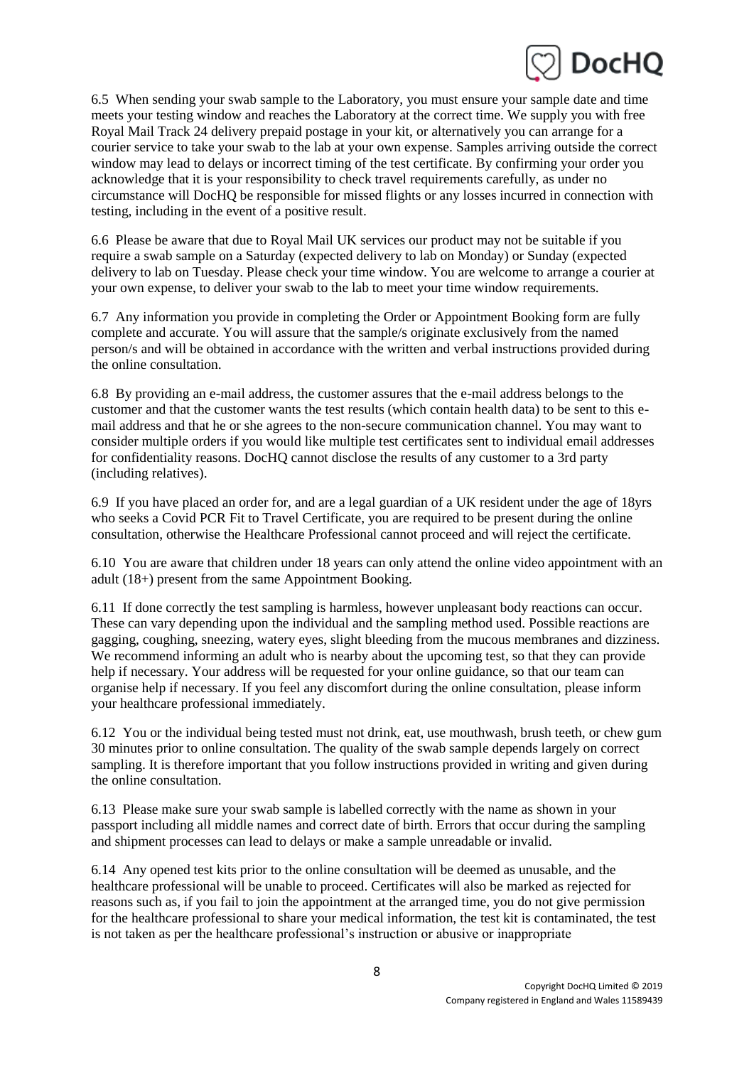6.5 When sending your swab sample to the Laboratory, you must ensure your sample date and time meets your testing window and reaches the Laboratory at the correct time. We supply you with free Royal Mail Track 24 delivery prepaid postage in your kit, or alternatively you can arrange for a courier service to take your swab to the lab at your own expense. Samples arriving outside the correct window may lead to delays or incorrect timing of the test certificate. By confirming your order you acknowledge that it is your responsibility to check travel requirements carefully, as under no circumstance will DocHQ be responsible for missed flights or any losses incurred in connection with testing, including in the event of a positive result.

6.6 Please be aware that due to Royal Mail UK services our product may not be suitable if you require a swab sample on a Saturday (expected delivery to lab on Monday) or Sunday (expected delivery to lab on Tuesday. Please check your time window. You are welcome to arrange a courier at your own expense, to deliver your swab to the lab to meet your time window requirements.

6.7 Any information you provide in completing the Order or Appointment Booking form are fully complete and accurate. You will assure that the sample/s originate exclusively from the named person/s and will be obtained in accordance with the written and verbal instructions provided during the online consultation.

6.8 By providing an e-mail address, the customer assures that the e-mail address belongs to the customer and that the customer wants the test results (which contain health data) to be sent to this e-mail address and that he or she agrees to the non-secure communication channel. You may want to consider multiple orders if you would like multiple test certificates sent to individual email addresses for confidentiality reasons. DocHQ cannot disclose the results of any customer to a 3rd party (including relatives).

6.9 If you have placed an order for, and are a legal guardian of a UK resident under the age of 18yrs who seeks a Covid PCR Fit to Travel Certificate, you are required to be present during the online consultation, otherwise the Healthcare Professional cannot proceed and will reject the certificate.

6.10 You are aware that children under 18 years can only attend the online video appointment with an adult (18+) present from the same Appointment Booking.

6.11 If done correctly the test sampling is harmless, however unpleasant body reactions can occur. These can vary depending upon the individual and the sampling method used. Possible reactions are gagging, coughing, sneezing, watery eyes, slight bleeding from the mucous membranes and dizziness. We recommend informing an adult who is nearby about the upcoming test, so that they can provide help if necessary. Your address will be requested for your online guidance, so that our team can organise help if necessary. If you feel any discomfort during the online consultation, please inform your healthcare professional immediately.

6.12 You or the individual being tested must not drink, eat, use mouthwash, brush teeth, or chew gum 30 minutes prior to online consultation. The quality of the swab sample depends largely on correct sampling. It is therefore important that you follow instructions provided in writing and given during the online consultation.

6.13 Please make sure your swab sample is labelled correctly with the name as shown in your passport including all middle names and correct date of birth. Errors that occur during the sampling and shipment processes can lead to delays or make a sample unreadable or invalid.

6.14 Any opened test kits prior to the online consultation will be deemed as unusable, and the healthcare professional will be unable to proceed. Certificates will also be marked as rejected for reasons such as, if you fail to join the appointment at the arranged time, you do not give permission for the healthcare professional to share your medical information, the test kit is contaminated, the test is not taken as per the healthcare professional's instruction or abusive or inappropriate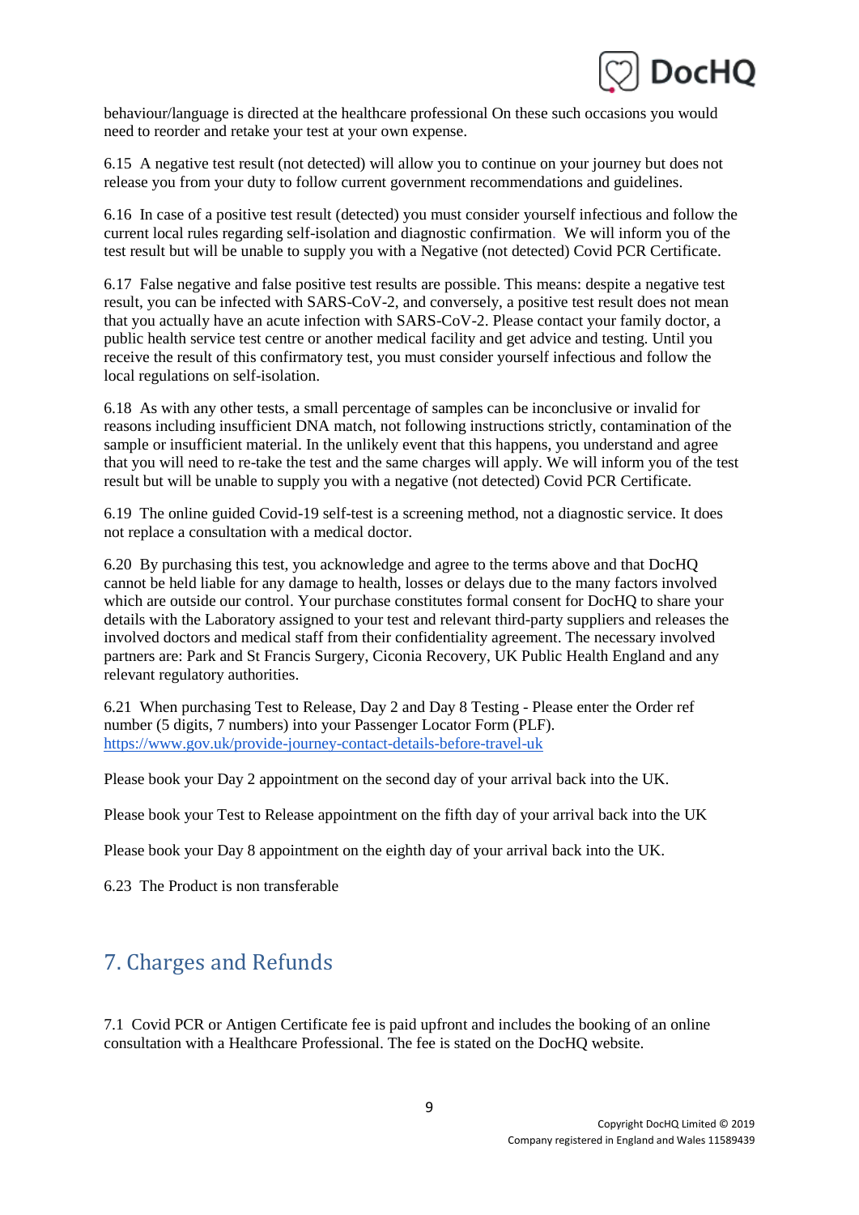behaviour/language is directed at the healthcare professional On these such occasions you would need to reorder and retake your test at your own expense.

6.15 A negative test result (not detected) will allow you to continue on your journey but does not release you from your duty to follow current government recommendations and guidelines.

6.16 In case of a positive test result (detected) you must consider yourself infectious and follow the current local rules regarding self-isolation and diagnostic confirmation. We will inform you of the test result but will be unable to supply you with a Negative (not detected) Covid PCR Certificate.

6.17 False negative and false positive test results are possible. This means: despite a negative test result, you can be infected with SARS-CoV-2, and conversely, a positive test result does not mean that you actually have an acute infection with SARS-CoV-2. Please contact your family doctor, a public health service test centre or another medical facility and get advice and testing. Until you receive the result of this confirmatory test, you must consider yourself infectious and follow the local regulations on self-isolation.

6.18 As with any other tests, a small percentage of samples can be inconclusive or invalid for reasons including insufficient DNA match, not following instructions strictly, contamination of the sample or insufficient material. In the unlikely event that this happens, you understand and agree that you will need to re-take the test and the same charges will apply. We will inform you of the test result but will be unable to supply you with a negative (not detected) Covid PCR Certificate.

6.19 The online guided Covid-19 self-test is a screening method, not a diagnostic service. It does not replace a consultation with a medical doctor.

6.20 By purchasing this test, you acknowledge and agree to the terms above and that DocHQ cannot be held liable for any damage to health, losses or delays due to the many factors involved which are outside our control. Your purchase constitutes formal consent for DocHQ to share your details with the Laboratory assigned to your test and relevant third-party suppliers and releases the involved doctors and medical staff from their confidentiality agreement. The necessary involved partners are: Park and St Francis Surgery, Ciconia Recovery, UK Public Health England and any relevant regulatory authorities.

6.21 When purchasing Test to Release, Day 2 and Day 8 Testing - Please enter the Order ref number (5 digits, 7 numbers) into your Passenger Locator Form (PLF). https://www.gov.uk/provide-journey-contact-details-before-travel-uk

Please book your Day 2 appointment on the second day of your arrival back into the UK.

Please book your Test to Release appointment on the fifth day of your arrival back into the UK

Please book your Day 8 appointment on the eighth day of your arrival back into the UK.

6.23 The Product is non transferable

## 7. Charges and Refunds

7.1 Covid PCR or Antigen Certificate fee is paid upfront and includes the booking of an online consultation with a Healthcare Professional. The fee is stated on the DocHQ website.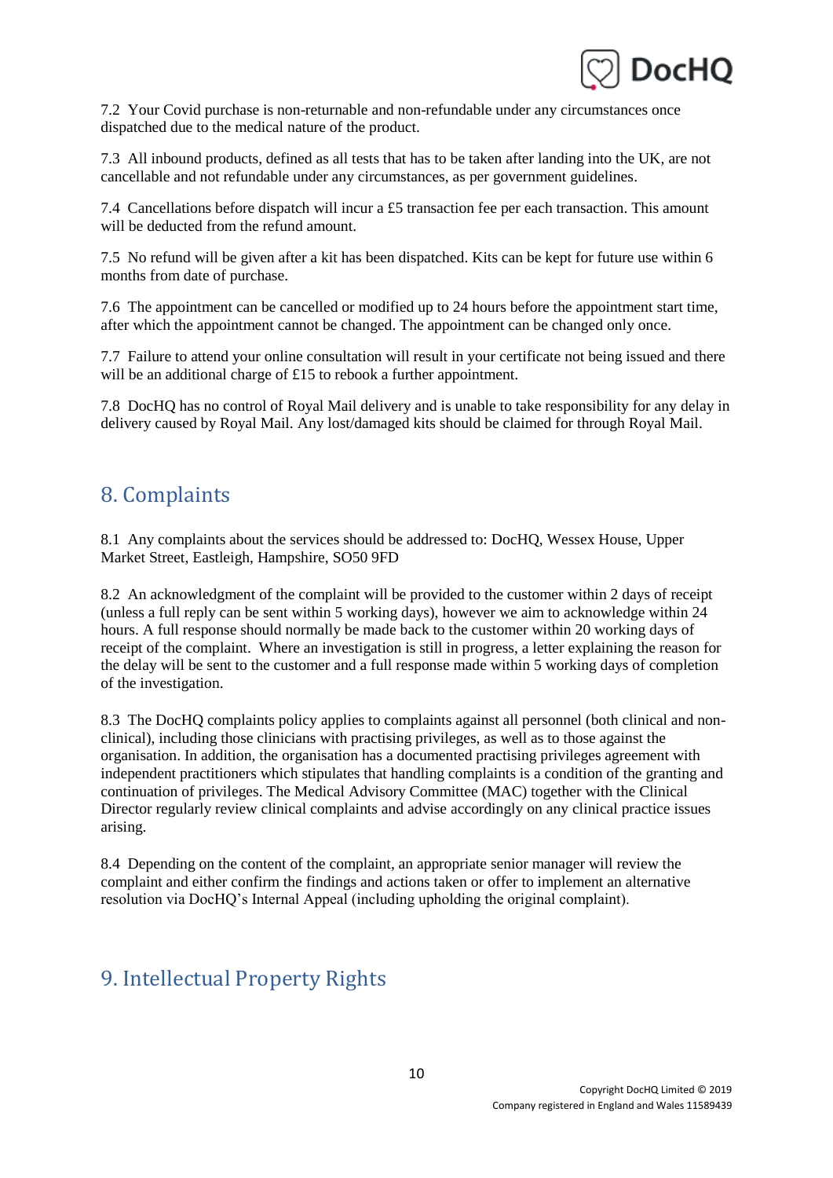7.2 Your Covid purchase is non-returnable and non-refundable under any circumstances once dispatched due to the medical nature of the product.

7.3 All inbound products, defined as all tests that has to be taken after landing into the UK, are not cancellable and not refundable under any circumstances, as per government guidelines.

7.4 Cancellations before dispatch will incur a £5 transaction fee per each transaction. This amount will be deducted from the refund amount.

7.5 No refund will be given after a kit has been dispatched. Kits can be kept for future use within 6 months from date of purchase.

7.6 The appointment can be cancelled or modified up to 24 hours before the appointment start time, after which the appointment cannot be changed. The appointment can be changed only once.

7.7 Failure to attend your online consultation will result in your certificate not being issued and there will be an additional charge of £15 to rebook a further appointment.

7.8 DocHQ has no control of Royal Mail delivery and is unable to take responsibility for any delay in delivery caused by Royal Mail. Any lost/damaged kits should be claimed for through Royal Mail.

## 8. Complaints

8.1 Any complaints about the services should be addressed to: DocHQ, Wessex House, Upper Market Street, Eastleigh, Hampshire, SO50 9FD

8.2 An acknowledgment of the complaint will be provided to the customer within 2 days of receipt (unless a full reply can be sent within 5 working days), however we aim to acknowledge within 24 hours. A full response should normally be made back to the customer within 20 working days of receipt of the complaint. Where an investigation is still in progress, a letter explaining the reason for the delay will be sent to the customer and a full response made within 5 working days of completion of the investigation.

8.3 The DocHQ complaints policy applies to complaints against all personnel (both clinical and non-clinical), including those clinicians with practising privileges, as well as to those against the organisation. In addition, the organisation has a documented practising privileges agreement with independent practitioners which stipulates that handling complaints is a condition of the granting and continuation of privileges. The Medical Advisory Committee (MAC) together with the Clinical Director regularly review clinical complaints and advise accordingly on any clinical practice issues arising.

8.4 Depending on the content of the complaint, an appropriate senior manager will review the complaint and either confirm the findings and actions taken or offer to implement an alternative resolution via DocHQ's Internal Appeal (including upholding the original complaint).

## 9. Intellectual Property Rights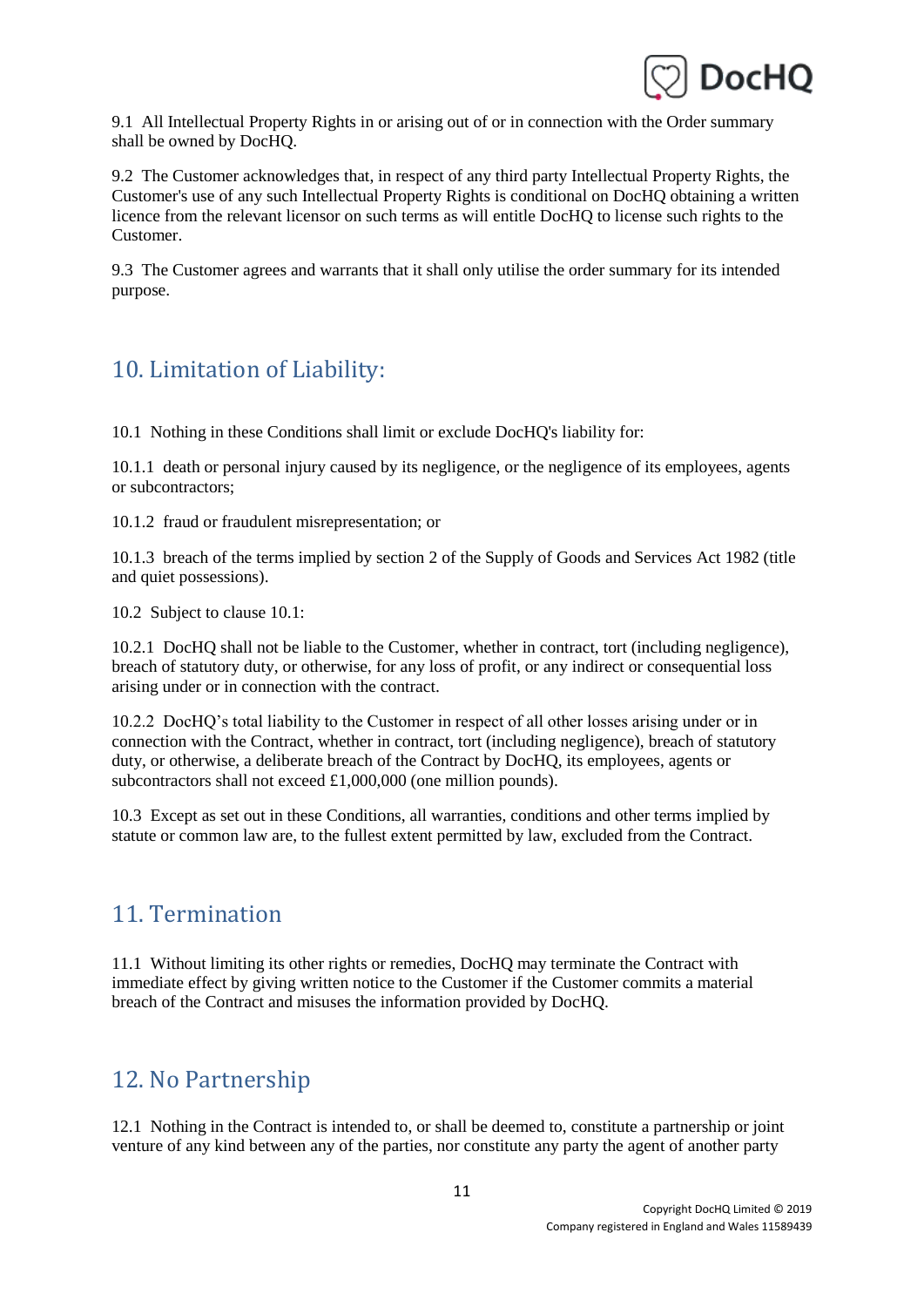9.1 All Intellectual Property Rights in or arising out of or in connection with the Order summary shall be owned by DocHQ.

9.2 The Customer acknowledges that, in respect of any third party Intellectual Property Rights, the Customer's use of any such Intellectual Property Rights is conditional on DocHQ obtaining a written licence from the relevant licensor on such terms as will entitle DocHQ to license such rights to the Customer.

9.3 The Customer agrees and warrants that it shall only utilise the order summary for its intended purpose.

## 10. Limitation of Liability:

10.1 Nothing in these Conditions shall limit or exclude DocHQ's liability for:

10.1.1 death or personal injury caused by its negligence, or the negligence of its employees, agents or subcontractors;

10.1.2 fraud or fraudulent misrepresentation; or

10.1.3 breach of the terms implied by section 2 of the Supply of Goods and Services Act 1982 (title and quiet possessions).

10.2 Subject to clause 10.1:

10.2.1 DocHQ shall not be liable to the Customer, whether in contract, tort (including negligence), breach of statutory duty, or otherwise, for any loss of profit, or any indirect or consequential loss arising under or in connection with the contract.

10.2.2 DocHQ's total liability to the Customer in respect of all other losses arising under or in connection with the Contract, whether in contract, tort (including negligence), breach of statutory duty, or otherwise, a deliberate breach of the Contract by DocHQ, its employees, agents or subcontractors shall not exceed £1,000,000 (one million pounds).

10.3 Except as set out in these Conditions, all warranties, conditions and other terms implied by statute or common law are, to the fullest extent permitted by law, excluded from the Contract.

## 11. Termination

11.1 Without limiting its other rights or remedies, DocHQ may terminate the Contract with immediate effect by giving written notice to the Customer if the Customer commits a material breach of the Contract and misuses the information provided by DocHQ.

## 12. No Partnership

12.1 Nothing in the Contract is intended to, or shall be deemed to, constitute a partnership or joint venture of any kind between any of the parties, nor constitute any party the agent of another party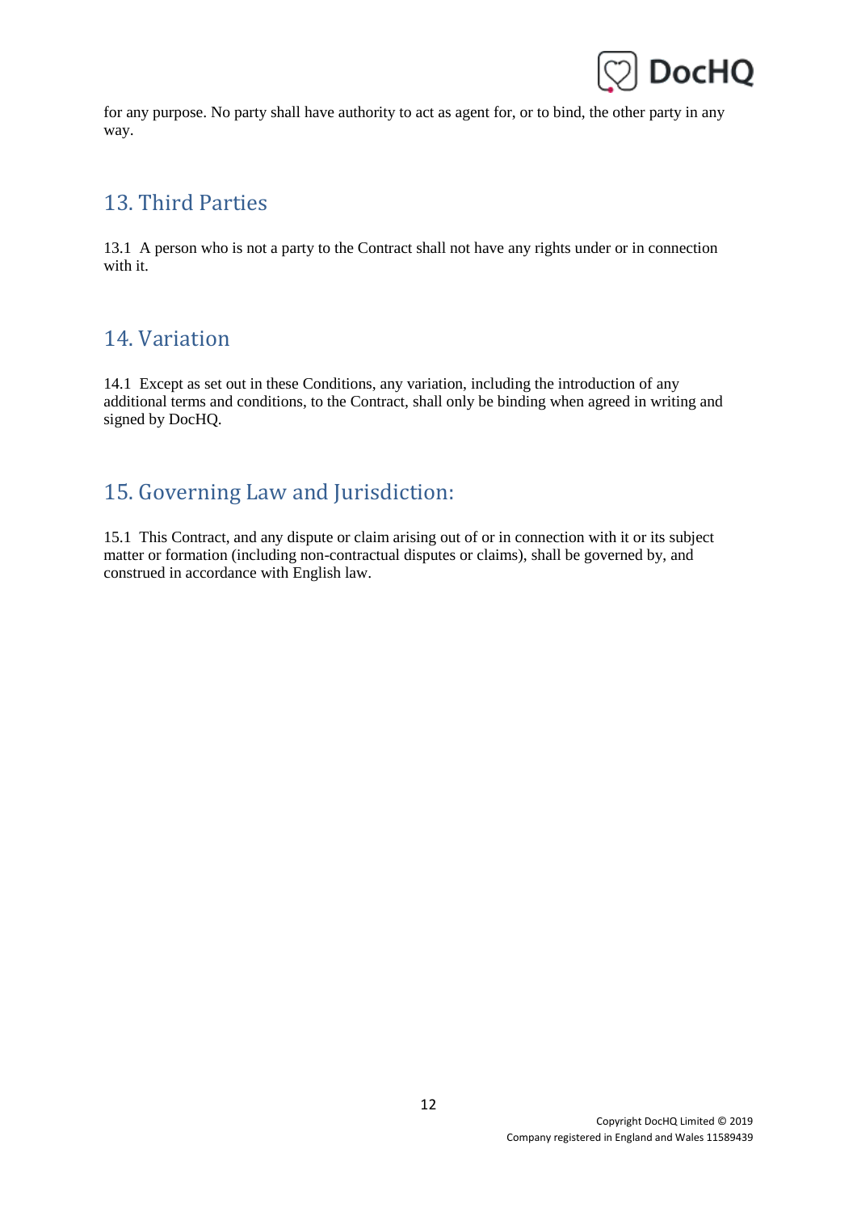for any purpose. No party shall have authority to act as agent for, or to bind, the other party in any way.

## 13. Third Parties

13.1 A person who is not a party to the Contract shall not have any rights under or in connection with it.

## 14. Variation

14.1 Except as set out in these Conditions, any variation, including the introduction of any additional terms and conditions, to the Contract, shall only be binding when agreed in writing and signed by DocHQ.

## 15. Governing Law and Jurisdiction:

15.1 This Contract, and any dispute or claim arising out of or in connection with it or its subject matter or formation (including non-contractual disputes or claims), shall be governed by, and construed in accordance with English law.